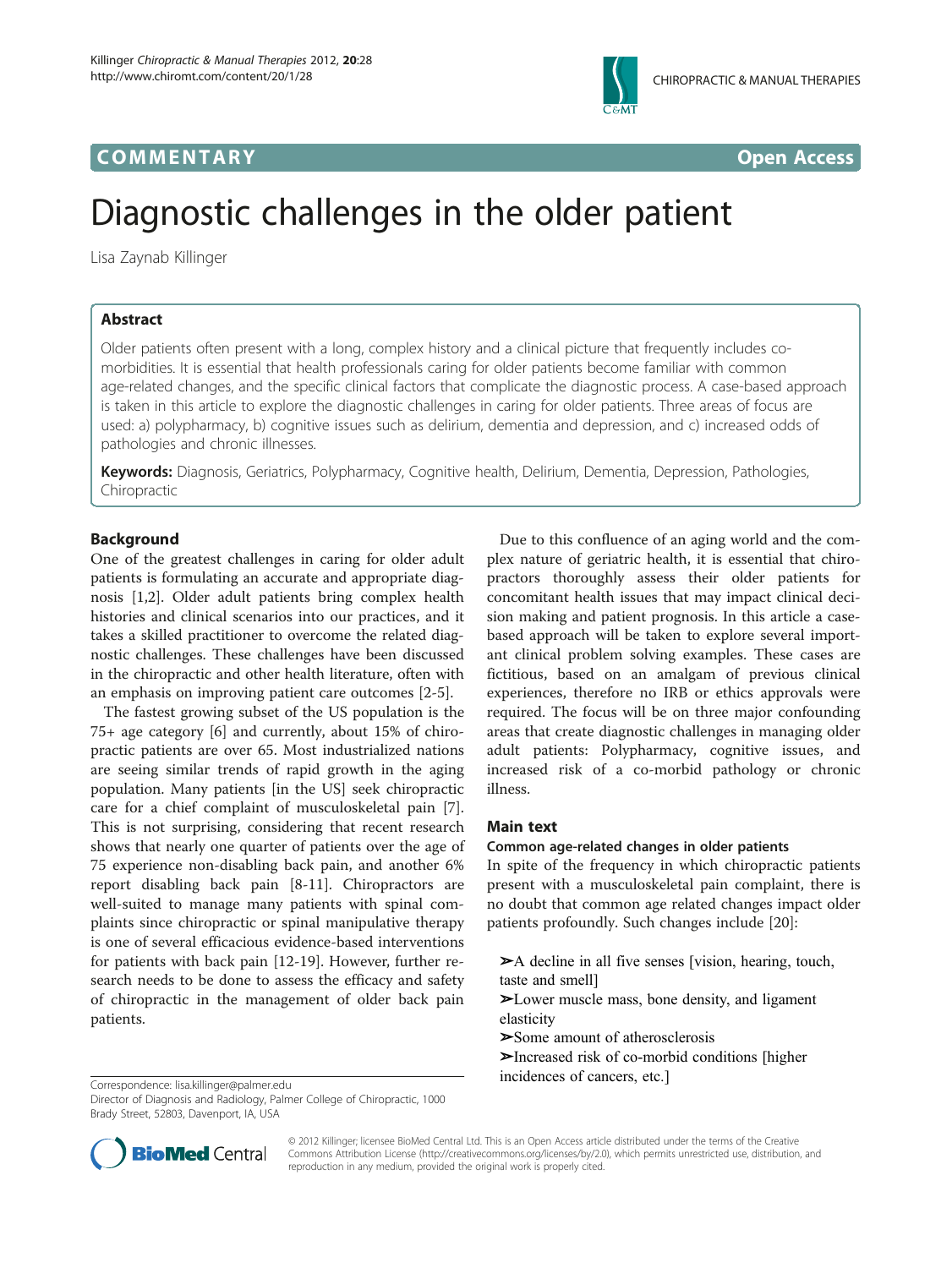COMMENTARY Open Access

# Diagnostic challenges in the older patient

Lisa Zaynab Killinger

## Abstract

Older patients often present with a long, complex history and a clinical picture that frequently includes co-morbidities. It is essential that health professionals caring for older patients become familiar with common age-related changes, and the specific clinical factors that complicate the diagnostic process. A case-based approach is taken in this article to explore the diagnostic challenges in caring for older patients. Three areas of focus are used: a) polypharmacy, b) cognitive issues such as delirium, dementia and depression, and c) increased odds of pathologies and chronic illnesses.

**Keywords:** Diagnosis, Geriatrics, Polypharmacy, Cognitive health, Delirium, Dementia, Depression, Pathologies, Chiropractic

## Background

One of the greatest challenges in caring for older adult patients is formulating an accurate and appropriate diagnosis [1,2]. Older adult patients bring complex health histories and clinical scenarios into our practices, and it takes a skilled practitioner to overcome the related diagnostic challenges. These challenges have been discussed in the chiropractic and other health literature, often with an emphasis on improving patient care outcomes [2-5].

The fastest growing subset of the US population is the 75+ age category [6] and currently, about 15% of chiropractic patients are over 65. Most industrialized nations are seeing similar trends of rapid growth in the aging population. Many patients [in the US] seek chiropractic care for a chief complaint of musculoskeletal pain [7]. This is not surprising, considering that recent research shows that nearly one quarter of patients over the age of 75 experience non-disabling back pain, and another 6% report disabling back pain [8-11]. Chiropractors are well-suited to manage many patients with spinal complaints since chiropractic or spinal manipulative therapy is one of several efficacious evidence-based interventions for patients with back pain [12-19]. However, further research needs to be done to assess the efficacy and safety of chiropractic in the management of older back pain patients.

Due to this confluence of an aging world and the complex nature of geriatric health, it is essential that chiropractors thoroughly assess their older patients for concomitant health issues that may impact clinical decision making and patient prognosis. In this article a case-based approach will be taken to explore several important clinical problem solving examples. These cases are fictitious, based on an amalgam of previous clinical experiences, therefore no IRB or ethics approvals were required. The focus will be on three major confounding areas that create diagnostic challenges in managing older adult patients: Polypharmacy, cognitive issues, and increased risk of a co-morbid pathology or chronic illness.

## Main text

### Common age-related changes in older patients

In spite of the frequency in which chiropractic patients present with a musculoskeletal pain complaint, there is no doubt that common age related changes impact older patients profoundly. Such changes include [20]:

- ➢A decline in all five senses [vision, hearing, touch, taste and smell]
- ➢Lower muscle mass, bone density, and ligament elasticity
- ➢Some amount of atherosclerosis
- ➢Increased risk of co-morbid conditions [higher incidences of cancers, etc.]

Correspondence: lisa.killinger@palmer.edu
Director of Diagnosis and Radiology, Palmer College of Chiropractic, 1000 Brady Street, 52803, Davenport, IA, USA

© 2012 Killinger; licensee BioMed Central Ltd. This is an Open Access article distributed under the terms of the Creative Commons Attribution License (http://creativecommons.org/licenses/by/2.0), which permits unrestricted use, distribution, and reproduction in any medium, provided the original work is properly cited.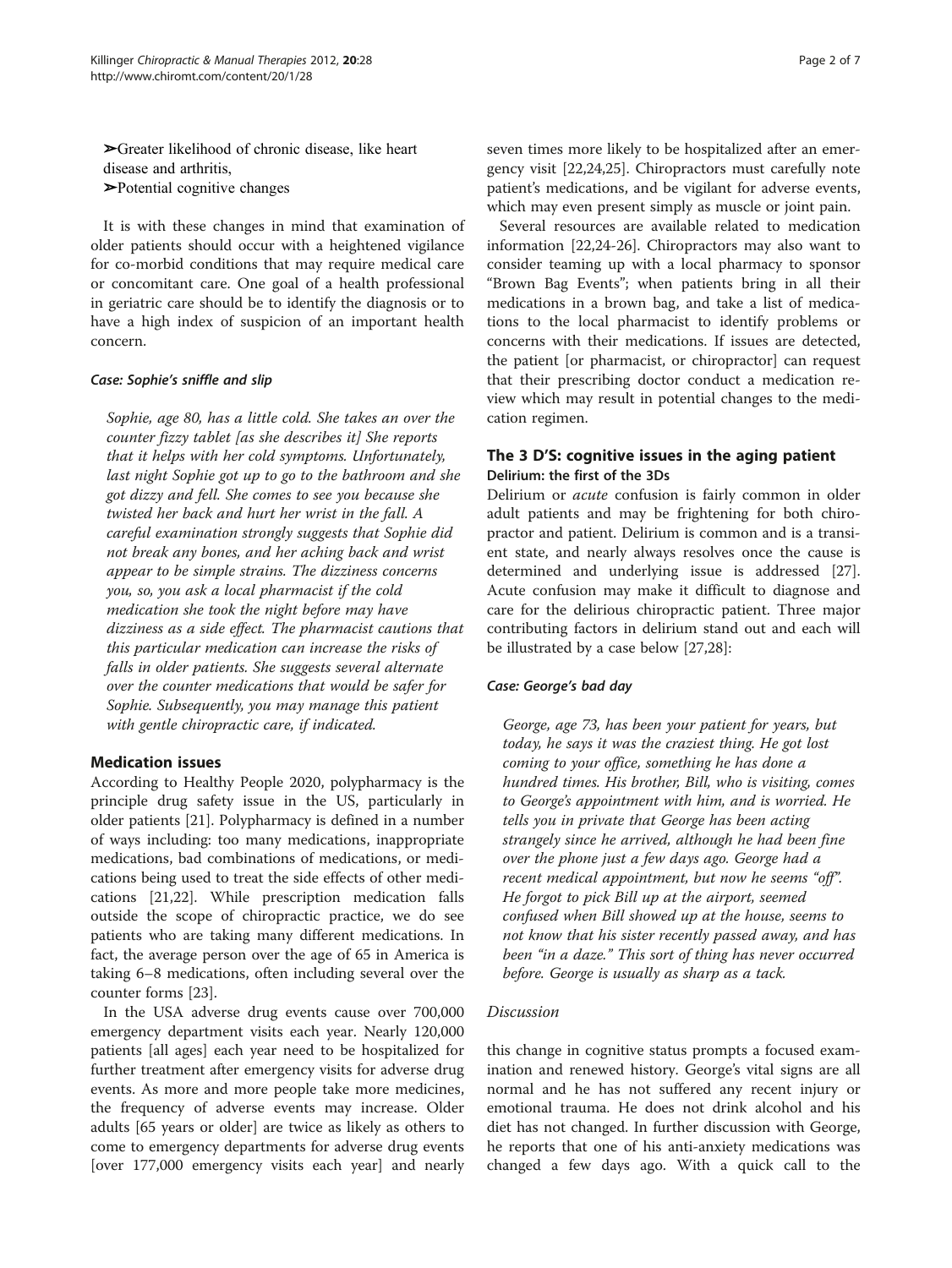➢Greater likelihood of chronic disease, like heart disease and arthritis,

➢Potential cognitive changes

It is with these changes in mind that examination of older patients should occur with a heightened vigilance for co-morbid conditions that may require medical care or concomitant care. One goal of a health professional in geriatric care should be to identify the diagnosis or to have a high index of suspicion of an important health concern.

#### *Case: Sophie's sniffle and slip*

*Sophie, age 80, has a little cold. She takes an over the counter fizzy tablet [as she describes it] She reports that it helps with her cold symptoms. Unfortunately, last night Sophie got up to go to the bathroom and she got dizzy and fell. She comes to see you because she twisted her back and hurt her wrist in the fall. A careful examination strongly suggests that Sophie did not break any bones, and her aching back and wrist appear to be simple strains. The dizziness concerns you, so, you ask a local pharmacist if the cold medication she took the night before may have dizziness as a side effect. The pharmacist cautions that this particular medication can increase the risks of falls in older patients. She suggests several alternate over the counter medications that would be safer for Sophie. Subsequently, you may manage this patient with gentle chiropractic care, if indicated.*

## Medication issues

According to Healthy People 2020, polypharmacy is the principle drug safety issue in the US, particularly in older patients [21]. Polypharmacy is defined in a number of ways including: too many medications, inappropriate medications, bad combinations of medications, or medications being used to treat the side effects of other medications [21,22]. While prescription medication falls outside the scope of chiropractic practice, we do see patients who are taking many different medications. In fact, the average person over the age of 65 in America is taking 6–8 medications, often including several over the counter forms [23].

In the USA adverse drug events cause over 700,000 emergency department visits each year. Nearly 120,000 patients [all ages] each year need to be hospitalized for further treatment after emergency visits for adverse drug events. As more and more people take more medicines, the frequency of adverse events may increase. Older adults [65 years or older] are twice as likely as others to come to emergency departments for adverse drug events [over 177,000 emergency visits each year] and nearly seven times more likely to be hospitalized after an emergency visit [22,24,25]. Chiropractors must carefully note patient's medications, and be vigilant for adverse events, which may even present simply as muscle or joint pain.

Several resources are available related to medication information [22,24-26]. Chiropractors may also want to consider teaming up with a local pharmacy to sponsor "Brown Bag Events"; when patients bring in all their medications in a brown bag, and take a list of medications to the local pharmacist to identify problems or concerns with their medications. If issues are detected, the patient [or pharmacist, or chiropractor] can request that their prescribing doctor conduct a medication review which may result in potential changes to the medication regimen.

## The 3 D'S: cognitive issues in the aging patient

### Delirium: the first of the 3Ds

Delirium or *acute* confusion is fairly common in older adult patients and may be frightening for both chiropractor and patient. Delirium is common and is a transient state, and nearly always resolves once the cause is determined and underlying issue is addressed [27]. Acute confusion may make it difficult to diagnose and care for the delirious chiropractic patient. Three major contributing factors in delirium stand out and each will be illustrated by a case below [27,28]:

#### *Case: George's bad day*

*George, age 73, has been your patient for years, but today, he says it was the craziest thing. He got lost coming to your office, something he has done a hundred times. His brother, Bill, who is visiting, comes to George's appointment with him, and is worried. He tells you in private that George has been acting strangely since he arrived, although he had been fine over the phone just a few days ago. George had a recent medical appointment, but now he seems "off". He forgot to pick Bill up at the airport, seemed confused when Bill showed up at the house, seems to not know that his sister recently passed away, and has been "in a daze." This sort of thing has never occurred before. George is usually as sharp as a tack.*

*Discussion*

this change in cognitive status prompts a focused examination and renewed history. George's vital signs are all normal and he has not suffered any recent injury or emotional trauma. He does not drink alcohol and his diet has not changed. In further discussion with George, he reports that one of his anti-anxiety medications was changed a few days ago. With a quick call to the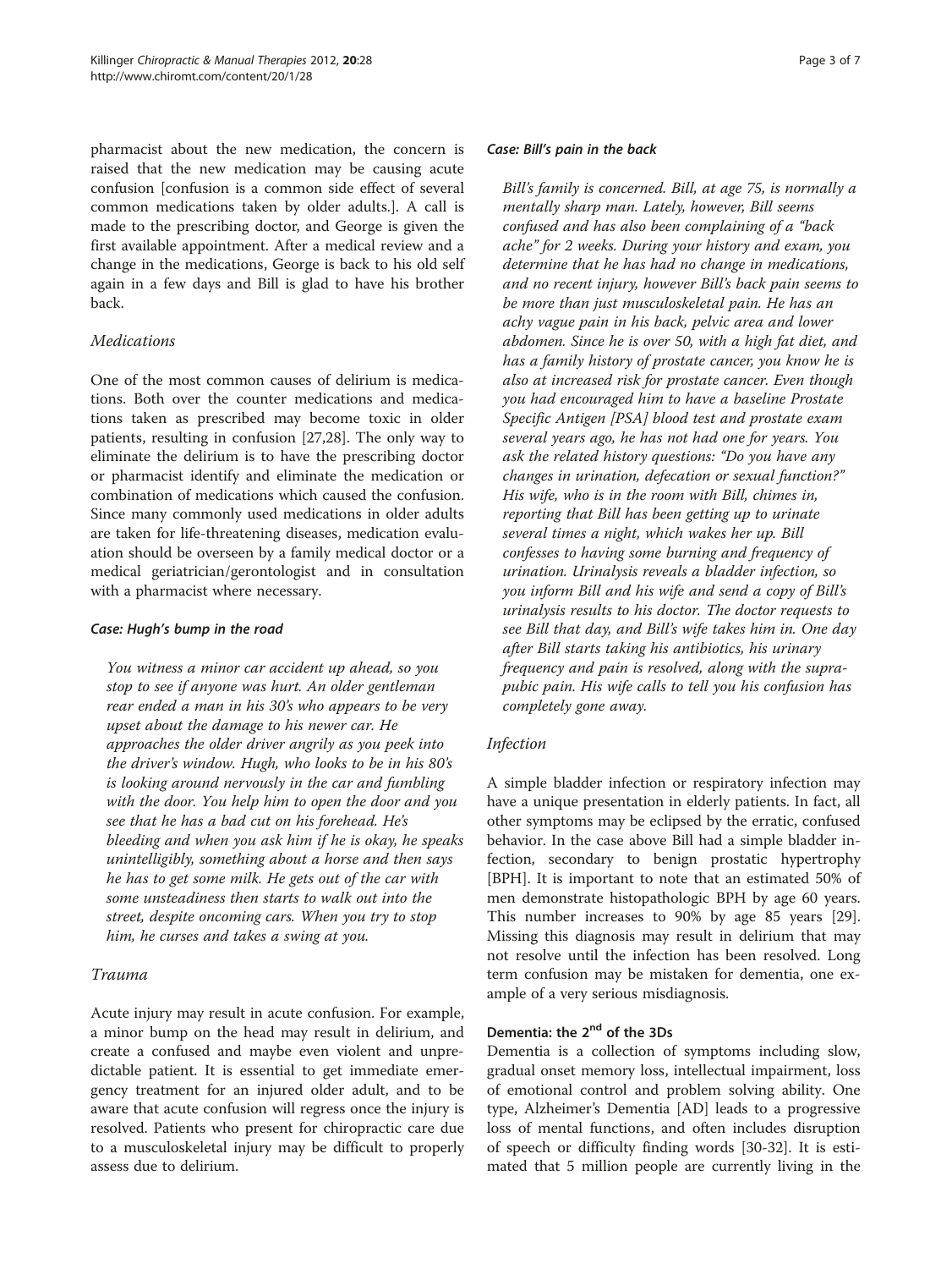pharmacist about the new medication, the concern is raised that the new medication may be causing acute confusion [confusion is a common side effect of several common medications taken by older adults.]. A call is made to the prescribing doctor, and George is given the first available appointment. After a medical review and a change in the medications, George is back to his old self again in a few days and Bill is glad to have his brother back.

### *Medications*

One of the most common causes of delirium is medications. Both over the counter medications and medications taken as prescribed may become toxic in older patients, resulting in confusion [27,28]. The only way to eliminate the delirium is to have the prescribing doctor or pharmacist identify and eliminate the medication or combination of medications which caused the confusion. Since many commonly used medications in older adults are taken for life-threatening diseases, medication evaluation should be overseen by a family medical doctor or a medical geriatrician/gerontologist and in consultation with a pharmacist where necessary.

#### *Case: Hugh's bump in the road*

> *You witness a minor car accident up ahead, so you stop to see if anyone was hurt. An older gentleman rear ended a man in his 30's who appears to be very upset about the damage to his newer car. He approaches the older driver angrily as you peek into the driver's window. Hugh, who looks to be in his 80's is looking around nervously in the car and fumbling with the door. You help him to open the door and you see that he has a bad cut on his forehead. He's bleeding and when you ask him if he is okay, he speaks unintelligibly, something about a horse and then says he has to get some milk. He gets out of the car with some unsteadiness then starts to walk out into the street, despite oncoming cars. When you try to stop him, he curses and takes a swing at you.*

### *Trauma*

Acute injury may result in acute confusion. For example, a minor bump on the head may result in delirium, and create a confused and maybe even violent and unpredictable patient. It is essential to get immediate emergency treatment for an injured older adult, and to be aware that acute confusion will regress once the injury is resolved. Patients who present for chiropractic care due to a musculoskeletal injury may be difficult to properly assess due to delirium.

#### *Case: Bill's pain in the back*

> *Bill's family is concerned. Bill, at age 75, is normally a mentally sharp man. Lately, however, Bill seems confused and has also been complaining of a "back ache" for 2 weeks. During your history and exam, you determine that he has had no change in medications, and no recent injury, however Bill's back pain seems to be more than just musculoskeletal pain. He has an achy vague pain in his back, pelvic area and lower abdomen. Since he is over 50, with a high fat diet, and has a family history of prostate cancer, you know he is also at increased risk for prostate cancer. Even though you had encouraged him to have a baseline Prostate Specific Antigen [PSA] blood test and prostate exam several years ago, he has not had one for years. You ask the related history questions: "Do you have any changes in urination, defecation or sexual function?" His wife, who is in the room with Bill, chimes in, reporting that Bill has been getting up to urinate several times a night, which wakes her up. Bill confesses to having some burning and frequency of urination. Urinalysis reveals a bladder infection, so you inform Bill and his wife and send a copy of Bill's urinalysis results to his doctor. The doctor requests to see Bill that day, and Bill's wife takes him in. One day after Bill starts taking his antibiotics, his urinary frequency and pain is resolved, along with the supra-pubic pain. His wife calls to tell you his confusion has completely gone away.*

### *Infection*

A simple bladder infection or respiratory infection may have a unique presentation in elderly patients. In fact, all other symptoms may be eclipsed by the erratic, confused behavior. In the case above Bill had a simple bladder infection, secondary to benign prostatic hypertrophy [BPH]. It is important to note that an estimated 50% of men demonstrate histopathologic BPH by age 60 years. This number increases to 90% by age 85 years [29]. Missing this diagnosis may result in delirium that may not resolve until the infection has been resolved. Long term confusion may be mistaken for dementia, one example of a very serious misdiagnosis.

## Dementia: the 2nd of the 3Ds

Dementia is a collection of symptoms including slow, gradual onset memory loss, intellectual impairment, loss of emotional control and problem solving ability. One type, Alzheimer's Dementia [AD] leads to a progressive loss of mental functions, and often includes disruption of speech or difficulty finding words [30-32]. It is estimated that 5 million people are currently living in the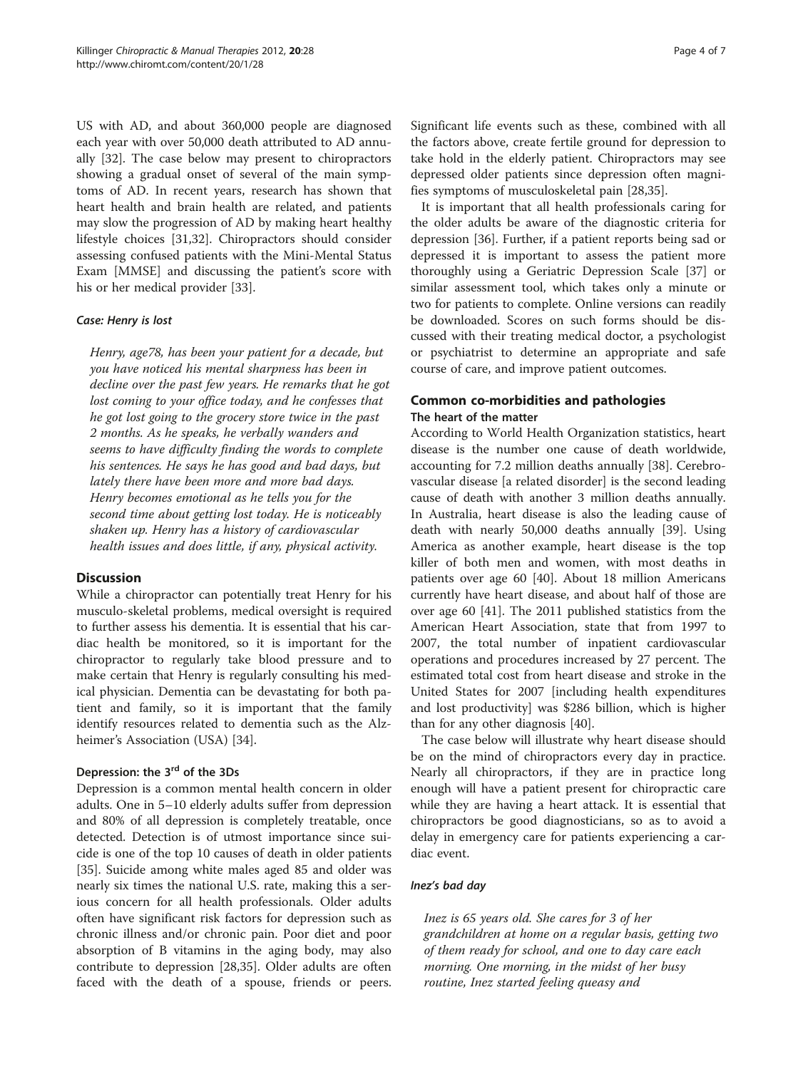US with AD, and about 360,000 people are diagnosed each year with over 50,000 death attributed to AD annually [32]. The case below may present to chiropractors showing a gradual onset of several of the main symptoms of AD. In recent years, research has shown that heart health and brain health are related, and patients may slow the progression of AD by making heart healthy lifestyle choices [31,32]. Chiropractors should consider assessing confused patients with the Mini-Mental Status Exam [MMSE] and discussing the patient's score with his or her medical provider [33].

#### *Case: Henry is lost*

*Henry, age78, has been your patient for a decade, but you have noticed his mental sharpness has been in decline over the past few years. He remarks that he got lost coming to your office today, and he confesses that he got lost going to the grocery store twice in the past 2 months. As he speaks, he verbally wanders and seems to have difficulty finding the words to complete his sentences. He says he has good and bad days, but lately there have been more and more bad days. Henry becomes emotional as he tells you for the second time about getting lost today. He is noticeably shaken up. Henry has a history of cardiovascular health issues and does little, if any, physical activity.*

## Discussion

While a chiropractor can potentially treat Henry for his musculo-skeletal problems, medical oversight is required to further assess his dementia. It is essential that his cardiac health be monitored, so it is important for the chiropractor to regularly take blood pressure and to make certain that Henry is regularly consulting his medical physician. Dementia can be devastating for both patient and family, so it is important that the family identify resources related to dementia such as the Alzheimer's Association (USA) [34].

### Depression: the 3rd of the 3Ds

Depression is a common mental health concern in older adults. One in 5–10 elderly adults suffer from depression and 80% of all depression is completely treatable, once detected. Detection is of utmost importance since suicide is one of the top 10 causes of death in older patients [35]. Suicide among white males aged 85 and older was nearly six times the national U.S. rate, making this a serious concern for all health professionals. Older adults often have significant risk factors for depression such as chronic illness and/or chronic pain. Poor diet and poor absorption of B vitamins in the aging body, may also contribute to depression [28,35]. Older adults are often faced with the death of a spouse, friends or peers. Significant life events such as these, combined with all the factors above, create fertile ground for depression to take hold in the elderly patient. Chiropractors may see depressed older patients since depression often magnifies symptoms of musculoskeletal pain [28,35].

It is important that all health professionals caring for the older adults be aware of the diagnostic criteria for depression [36]. Further, if a patient reports being sad or depressed it is important to assess the patient more thoroughly using a Geriatric Depression Scale [37] or similar assessment tool, which takes only a minute or two for patients to complete. Online versions can readily be downloaded. Scores on such forms should be discussed with their treating medical doctor, a psychologist or psychiatrist to determine an appropriate and safe course of care, and improve patient outcomes.

## Common co-morbidities and pathologies

### The heart of the matter

According to World Health Organization statistics, heart disease is the number one cause of death worldwide, accounting for 7.2 million deaths annually [38]. Cerebrovascular disease [a related disorder] is the second leading cause of death with another 3 million deaths annually. In Australia, heart disease is also the leading cause of death with nearly 50,000 deaths annually [39]. Using America as another example, heart disease is the top killer of both men and women, with most deaths in patients over age 60 [40]. About 18 million Americans currently have heart disease, and about half of those are over age 60 [41]. The 2011 published statistics from the American Heart Association, state that from 1997 to 2007, the total number of inpatient cardiovascular operations and procedures increased by 27 percent. The estimated total cost from heart disease and stroke in the United States for 2007 [including health expenditures and lost productivity] was $286 billion, which is higher than for any other diagnosis [40].

The case below will illustrate why heart disease should be on the mind of chiropractors every day in practice. Nearly all chiropractors, if they are in practice long enough will have a patient present for chiropractic care while they are having a heart attack. It is essential that chiropractors be good diagnosticians, so as to avoid a delay in emergency care for patients experiencing a cardiac event.

#### *Inez's bad day*

*Inez is 65 years old. She cares for 3 of her grandchildren at home on a regular basis, getting two of them ready for school, and one to day care each morning. One morning, in the midst of her busy routine, Inez started feeling queasy and*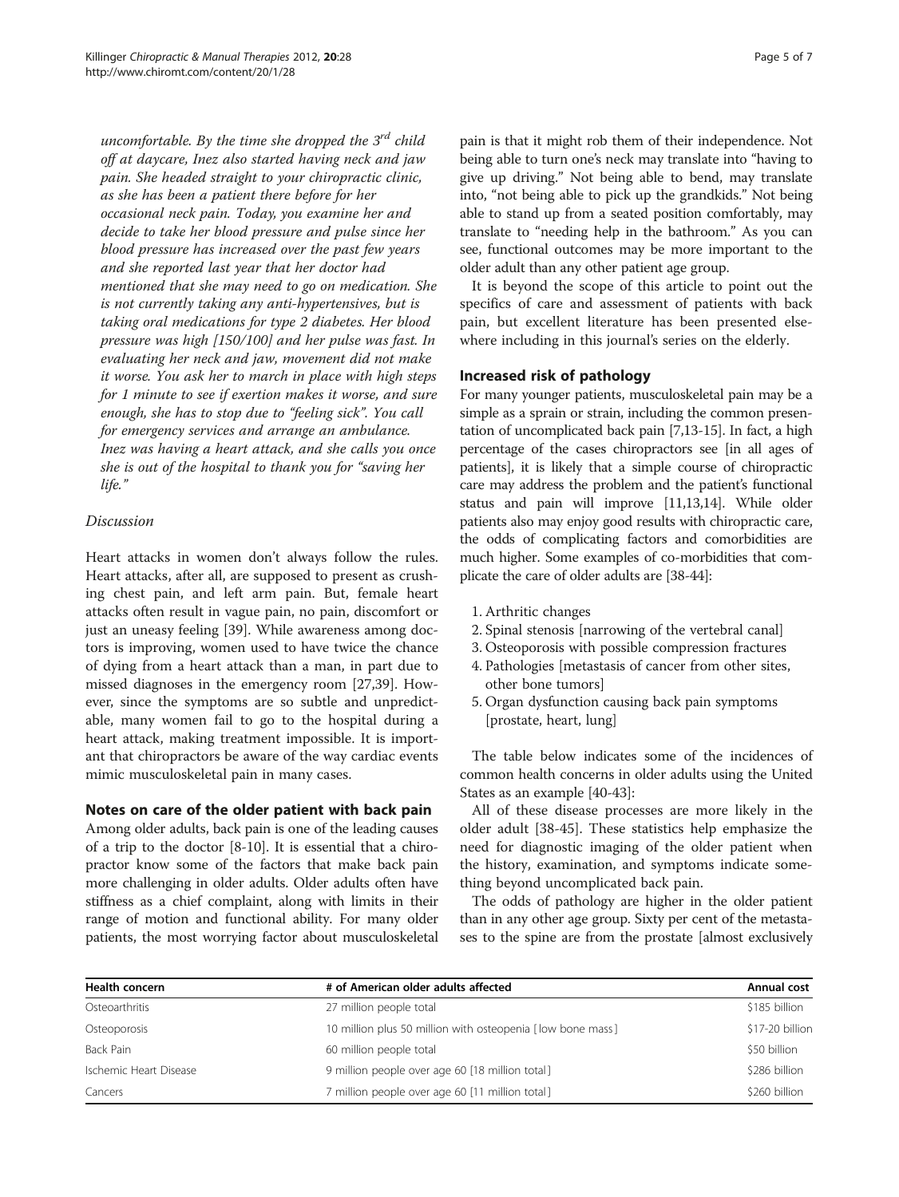*uncomfortable. By the time she dropped the 3rd child off at daycare, Inez also started having neck and jaw pain. She headed straight to your chiropractic clinic, as she has been a patient there before for her occasional neck pain. Today, you examine her and decide to take her blood pressure and pulse since her blood pressure has increased over the past few years and she reported last year that her doctor had mentioned that she may need to go on medication. She is not currently taking any anti-hypertensives, but is taking oral medications for type 2 diabetes. Her blood pressure was high [150/100] and her pulse was fast. In evaluating her neck and jaw, movement did not make it worse. You ask her to march in place with high steps for 1 minute to see if exertion makes it worse, and sure enough, she has to stop due to "feeling sick". You call for emergency services and arrange an ambulance. Inez was having a heart attack, and she calls you once she is out of the hospital to thank you for "saving her life."*

*Discussion*

Heart attacks in women don't always follow the rules. Heart attacks, after all, are supposed to present as crushing chest pain, and left arm pain. But, female heart attacks often result in vague pain, no pain, discomfort or just an uneasy feeling [39]. While awareness among doctors is improving, women used to have twice the chance of dying from a heart attack than a man, in part due to missed diagnoses in the emergency room [27,39]. However, since the symptoms are so subtle and unpredictable, many women fail to go to the hospital during a heart attack, making treatment impossible. It is important that chiropractors be aware of the way cardiac events mimic musculoskeletal pain in many cases.

## Notes on care of the older patient with back pain

Among older adults, back pain is one of the leading causes of a trip to the doctor [8-10]. It is essential that a chiropractor know some of the factors that make back pain more challenging in older adults. Older adults often have stiffness as a chief complaint, along with limits in their range of motion and functional ability. For many older patients, the most worrying factor about musculoskeletal pain is that it might rob them of their independence. Not being able to turn one's neck may translate into "having to give up driving." Not being able to bend, may translate into, "not being able to pick up the grandkids." Not being able to stand up from a seated position comfortably, may translate to "needing help in the bathroom." As you can see, functional outcomes may be more important to the older adult than any other patient age group.

It is beyond the scope of this article to point out the specifics of care and assessment of patients with back pain, but excellent literature has been presented elsewhere including in this journal's series on the elderly.

## Increased risk of pathology

For many younger patients, musculoskeletal pain may be a simple as a sprain or strain, including the common presentation of uncomplicated back pain [7,13-15]. In fact, a high percentage of the cases chiropractors see [in all ages of patients], it is likely that a simple course of chiropractic care may address the problem and the patient's functional status and pain will improve [11,13,14]. While older patients also may enjoy good results with chiropractic care, the odds of complicating factors and comorbidities are much higher. Some examples of co-morbidities that complicate the care of older adults are [38-44]:

1. Arthritic changes
2. Spinal stenosis [narrowing of the vertebral canal]
3. Osteoporosis with possible compression fractures
4. Pathologies [metastasis of cancer from other sites, other bone tumors]
5. Organ dysfunction causing back pain symptoms [prostate, heart, lung]

The table below indicates some of the incidences of common health concerns in older adults using the United States as an example [40-43]:

All of these disease processes are more likely in the older adult [38-45]. These statistics help emphasize the need for diagnostic imaging of the older patient when the history, examination, and symptoms indicate something beyond uncomplicated back pain.

The odds of pathology are higher in the older patient than in any other age group. Sixty per cent of the metastases to the spine are from the prostate [almost exclusively

| Health concern | # of American older adults affected | Annual cost |
|---|---|---|
| Osteoarthritis | 27 million people total | $185 billion |
| Osteoporosis | 10 million plus 50 million with osteopenia [low bone mass] | $17-20 billion |
| Back Pain | 60 million people total | $50 billion |
| Ischemic Heart Disease | 9 million people over age 60 [18 million total] | $286 billion |
| Cancers | 7 million people over age 60 [11 million total] | $260 billion |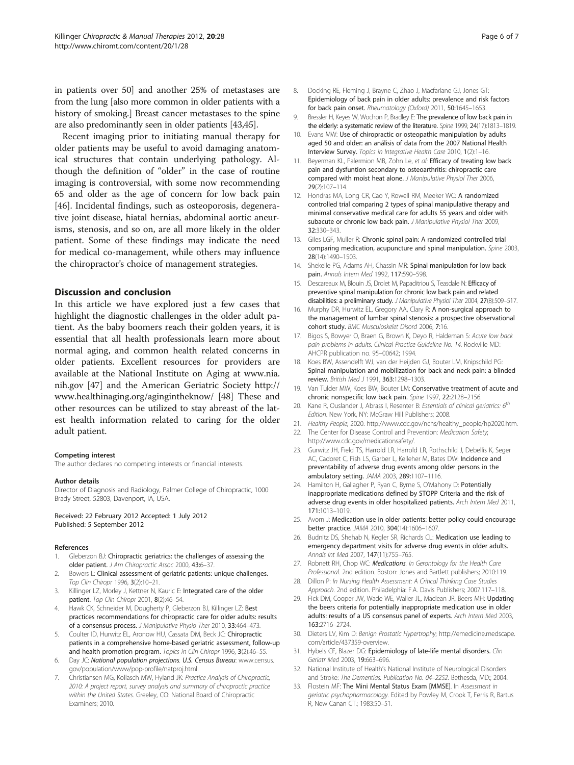in patients over 50] and another 25% of metastases are from the lung [also more common in older patients with a history of smoking.] Breast cancer metastases to the spine are also predominantly seen in older patients [43,45].

Recent imaging prior to initiating manual therapy for older patients may be useful to avoid damaging anatomical structures that contain underlying pathology. Although the definition of "older" in the case of routine imaging is controversial, with some now recommending 65 and older as the age of concern for low back pain [46]. Incidental findings, such as osteoporosis, degenerative joint disease, hiatal hernias, abdominal aortic aneurisms, stenosis, and so on, are all more likely in the older patient. Some of these findings may indicate the need for medical co-management, while others may influence the chiropractor's choice of management strategies.

## Discussion and conclusion

In this article we have explored just a few cases that highlight the diagnostic challenges in the older adult patient. As the baby boomers reach their golden years, it is essential that all health professionals learn more about normal aging, and common health related concerns in older patients. Excellent resources for providers are available at the National Institute on Aging at www.nia.nih.gov [47] and the American Geriatric Society http://www.healthinaging.org/agingintheknow/ [48] These and other resources can be utilized to stay abreast of the latest health information related to caring for the older adult patient.

#### Competing interest

The author declares no competing interests or financial interests.

#### Author details

Director of Diagnosis and Radiology, Palmer College of Chiropractic, 1000 Brady Street, 52803, Davenport, IA, USA.

Received: 22 February 2012 Accepted: 1 July 2012
Published: 5 September 2012

#### References

1. Gleberzon BJ: **Chiropractic geriatrics: the challenges of assessing the older patient.** *J Am Chiropractic Assoc* 2000, **43:**6–37.
2. Bowers L: **Clinical assessment of geriatric patients: unique challenges.** *Top Clin Chiropr* 1996, **3**(2):10–21.
3. Killinger LZ, Morley J, Kettner N, Kauric E: **Integrated care of the older patient.** *Top Clin Chiropr* 2001, **8**(2):46–54.
4. Hawk CK, Schneider M, Dougherty P, Gleberzon BJ, Killinger LZ: **Best practices recommendations for chiropractic care for older adults: results of a consensus process.** *J Manipulative Physio Ther* 2010, **33:**464–473.
5. Coulter ID, Hurwitz EL, Aronow HU, Cassata DM, Beck JC: **Chiropractic patients in a comprehensive home-based geriatric assessment, follow-up and health promotion program.** *Topics in Clin Chiropr* 1996, **3**(2):46–55.
6. Day JC: ***National population projections. U.S. Census Bureau***: www.census.gov/population/www/pop-profile/natproj.html.
7. Christiansen MG, Kollasch MW, Hyland JK: *Practice Analysis of Chiropractic, 2010: A project report, survey analysis and summary of chiropractic practice within the United States.* Greeley, CO: National Board of Chiropractic Examiners; 2010.
8. Docking RE, Fleming J, Brayne C, Zhao J, Macfarlane GJ, Jones GT: **Epidemiology of back pain in older adults: prevalence and risk factors for back pain onset.** *Rheumatology (Oxford)* 2011, **50:**1645–1653.
9. Bressler H, Keyes W, Wochon P, Bradley E: **The prevalence of low back pain in the elderly: a systematic review of the literature.** *Spine* 1999, **24**(17):1813–1819.
10. Evans MW: **Use of chiropractic or osteopathic manipulation by adults aged 50 and older: an análisis of data from the 2007 National Health Interview Survey.** *Topics in Integrative Health Care* 2010, **1**(2):1–16.
11. Beyerman KL, Palermion MB, Zohn Le, *et al*: **Efficacy of treating low back pain and dysfuntion secondary to osteoarthritis: chiropractic care compared with moist heat alone.** *J Manipulative Physiol Ther* 2006, **29**(2):107–114.
12. Hondras MA, Long CR, Cao Y, Rowell RM, Meeker WC: **A randomized controlled trial comparing 2 types of spinal manipulative therapy and minimal conservative medical care for adults 55 years and older with subacute or chronic low back pain.** *J Manipulative Physiol Ther* 2009, **32:**330–343.
13. Giles LGF, Muller R: **Chronic spinal pain: A randomized controlled trial comparing medication, acupuncture and spinal manipulation.** *Spine* 2003, **28**(14):1490–1503.
14. Shekelle PG, Adams AH, Chassin MR: **Spinal manipulation for low back pain.** *Annals Intern Med* 1992, **117:**590–598.
15. Descareaux M, Blouin JS, Drolet M, Papaditriou S, Teasdale N: **Efficacy of preventive spinal manipulation for chronic low back pain and related disabilities: a preliminary study.** *J Manipulative Physiol Ther* 2004, **27**(8):509–517.
16. Murphy DR, Hurwitz EL, Gregory AA, Clary R: **A non-surgical approach to the management of lumbar spinal stenosis: a prospective observational cohort study.** *BMC Musculoskelet Disord* 2006, **7:**16.
17. Bigos S, Bowyer O, Braen G, Brown K, Deyo R, Haldeman S: *Acute low back pain problems in adults. Clinical Practice Guideline No. 14.* Rockville MD: AHCPR publication no. 95–00642; 1994.
18. Koes BW, Assendelft WJ, van der Heijden GJ, Bouter LM, Knipschild PG: **Spinal manipulation and mobilization for back and neck pain: a blinded review.** *British Med J* 1991, **363:**1298–1303.
19. Van Tulder MW, Koes BW, Bouter LM: **Conservative treatment of acute and chronic nonspecific low back pain.** *Spine* 1997, **22:**2128–2156.
20. Kane R, Ouslander J, Abrass I, Resenter B: *Essentials of clinical geriatrics: 6th Edition.* New York, NY: McGraw Hill Publishers; 2008.
21. *Healthy People*; 2020. http://www.cdc.gov/nchs/healthy_people/hp2020.htm.
22. The Center for Disease Control and Prevention: *Medication Safety*; http://www.cdc.gov/medicationsafety/.
23. Gurwitz JH, Field TS, Harrold LR, Harrold LR, Rothschild J, Debellis K, Seger AC, Cadoret C, Fish LS, Garber L, Kelleher M, Bates DW: **Incidence and preventability of adverse drug events among older persons in the ambulatory setting.** *JAMA* 2003, **289:**1107–1116.
24. Hamilton H, Gallagher P, Ryan C, Byrne S, O'Mahony D: **Potentially inappropriate medications defined by STOPP Criteria and the risk of adverse drug events in older hospitalized patients.** *Arch Intern Med* 2011, **171:**1013–1019.
25. Avorn J: **Medication use in older patients: better policy could encourage better practice.** *JAMA* 2010, **304**(14):1606–1607.
26. Budnitz DS, Shehab N, Kegler SR, Richards CL: **Medication use leading to emergency department visits for adverse drug events in older adults.** *Annals Int Med* 2007, **147**(11):755–765.
27. Robnett RH, Chop WC: ***Medications.** In Gerontology for the Health Care Professional.* 2nd edition. Boston: Jones and Bartlett publishers; 2010:119.
28. Dillon P: *In Nursing Health Assessment: A Critical Thinking Case Studies Approach.* 2nd edition. Philadelphia: F.A. Davis Publishers; 2007:117–118.
29. Fick DM, Cooper JW, Wade WE, Waller JL, Maclean JR, Beers MH: **Updating the beers criteria for potentially inappropriate medication use in older adults: results of a US consensus panel of experts.** *Arch Intern Med* 2003, **163:**2716–2724.
30. Dieters LV, Kim D: *Benign Prostatic Hypertrophy*; http://emedicine.medscape.com/article/437359-overview.
31. Hybels CF, Blazer DG: **Epidemiology of late-life mental disorders.** *Clin Geriatr Med* 2003, **19:**663–696.
32. National Institute of Health's National Institute of Neurological Disorders and Stroke: *The Dementias. Publication No. 04–2252.* Bethesda, MD:; 2004.
33. Flostein MF: **The Mini Mental Status Exam [MMSE].** In *Assessment in geriatric psychopharmacology.* Edited by Powley M, Crook T, Ferris R, Bartus R, New Canan CT.; 1983:50–51.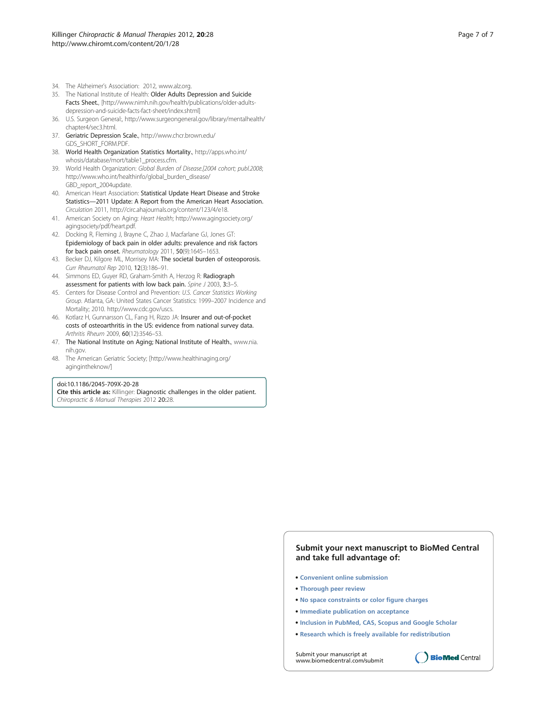34. The Alzheimer's Association: 2012, www.alz.org.
35. The National Institute of Health: **Older Adults Depression and Suicide Facts Sheet.**, [http://www.nimh.nih.gov/health/publications/older-adults-depression-and-suicide-facts-fact-sheet/index.shtml]
36. U.S. Surgeon General:, http://www.surgeongeneral.gov/library/mentalhealth/chapter4/sec3.html.
37. **Geriatric Depression Scale.**, http://www.chcr.brown.edu/GDS_SHORT_FORM.PDF.
38. **World Health Organization Statistics Mortality.**, http://apps.who.int/whosis/database/mort/table1_process.cfm.
39. World Health Organization: *Global Burden of Disease.[2004 cohort; publ.2008*; http://www.who.int/healthinfo/global_burden_disease/GBD_report_2004update.
40. American Heart Association: **Statistical Update Heart Disease and Stroke Statistics—2011 Update: A Report from the American Heart Association.** *Circulation* 2011, http://circ.ahajournals.org/content/123/4/e18.
41. American Society on Aging: *Heart Health*; http://www.agingsociety.org/agingsociety/pdf/heart.pdf.
42. Docking R, Fleming J, Brayne C, Zhao J, Macfarlane GJ, Jones GT: **Epidemiology of back pain in older adults: prevalence and risk factors for back pain onset.** *Rheumatology* 2011, **50**(9):1645–1653.
43. Becker DJ, Kilgore ML, Morrisey MA: **The societal burden of osteoporosis.** *Curr Rheumatol Rep* 2010, **12**(3):186–91.
44. Simmons ED, Guyer RD, Graham-Smith A, Herzog R: **Radiograph assessment for patients with low back pain.** *Spine J* 2003, **3**:3–5.
45. Centers for Disease Control and Prevention: *U.S. Cancer Statistics Working Group*. Atlanta, GA: United States Cancer Statistics: 1999–2007 Incidence and Mortality; 2010. http://www.cdc.gov/uscs.
46. Kotlarz H, Gunnarsson CL, Fang H, Rizzo JA: **Insurer and out-of-pocket costs of osteoarthritis in the US: evidence from national survey data.** *Arthritis Rheum* 2009, **60**(12):3546–53.
47. **The National Institute on Aging; National Institute of Health.**, www.nia.nih.gov.
48. The American Geriatric Society; [http://www.healthinaging.org/agingintheknow/]

doi:10.1186/2045-709X-20-28
**Cite this article as:** Killinger: Diagnostic challenges in the older patient. *Chiropractic & Manual Therapies* 2012 **20**:28.

**Submit your next manuscript to BioMed Central and take full advantage of:**

- **Convenient online submission**
- **Thorough peer review**
- **No space constraints or color figure charges**
- **Immediate publication on acceptance**
- **Inclusion in PubMed, CAS, Scopus and Google Scholar**
- **Research which is freely available for redistribution**

Submit your manuscript at
www.biomedcentral.com/submit

BioMed Central